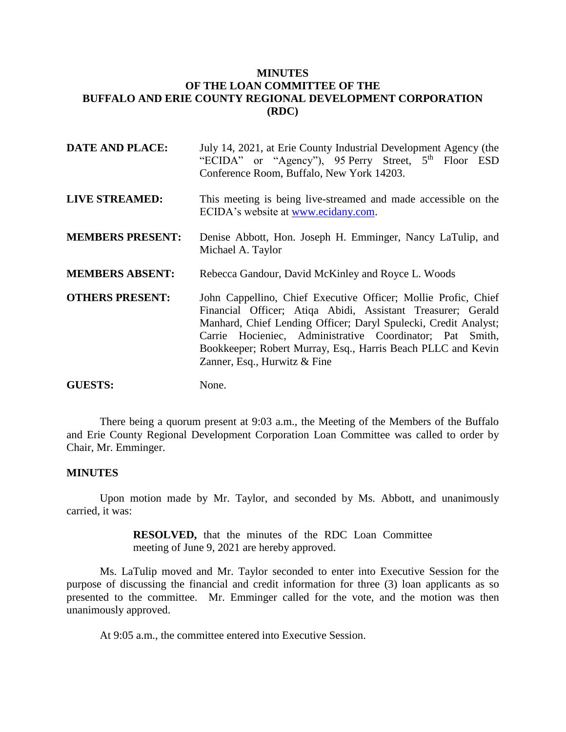# MINUTES
# OF THE LOAN COMMITTEE OF THE
# BUFFALO AND ERIE COUNTY REGIONAL DEVELOPMENT CORPORATION
# (RDC)

**DATE AND PLACE:** July 14, 2021, at Erie County Industrial Development Agency (the "ECIDA" or "Agency"), 95 Perry Street, 5th Floor ESD Conference Room, Buffalo, New York 14203.

**LIVE STREAMED:** This meeting is being live-streamed and made accessible on the ECIDA's website at www.ecidany.com.

**MEMBERS PRESENT:** Denise Abbott, Hon. Joseph H. Emminger, Nancy LaTulip, and Michael A. Taylor

**MEMBERS ABSENT:** Rebecca Gandour, David McKinley and Royce L. Woods

**OTHERS PRESENT:** John Cappellino, Chief Executive Officer; Mollie Profic, Chief Financial Officer; Atiqa Abidi, Assistant Treasurer; Gerald Manhard, Chief Lending Officer; Daryl Spulecki, Credit Analyst; Carrie Hocieniec, Administrative Coordinator; Pat Smith, Bookkeeper; Robert Murray, Esq., Harris Beach PLLC and Kevin Zanner, Esq., Hurwitz & Fine

**GUESTS:** None.

There being a quorum present at 9:03 a.m., the Meeting of the Members of the Buffalo and Erie County Regional Development Corporation Loan Committee was called to order by Chair, Mr. Emminger.

## MINUTES

Upon motion made by Mr. Taylor, and seconded by Ms. Abbott, and unanimously carried, it was:

> **RESOLVED,** that the minutes of the RDC Loan Committee meeting of June 9, 2021 are hereby approved.

Ms. LaTulip moved and Mr. Taylor seconded to enter into Executive Session for the purpose of discussing the financial and credit information for three (3) loan applicants as so presented to the committee. Mr. Emminger called for the vote, and the motion was then unanimously approved.

At 9:05 a.m., the committee entered into Executive Session.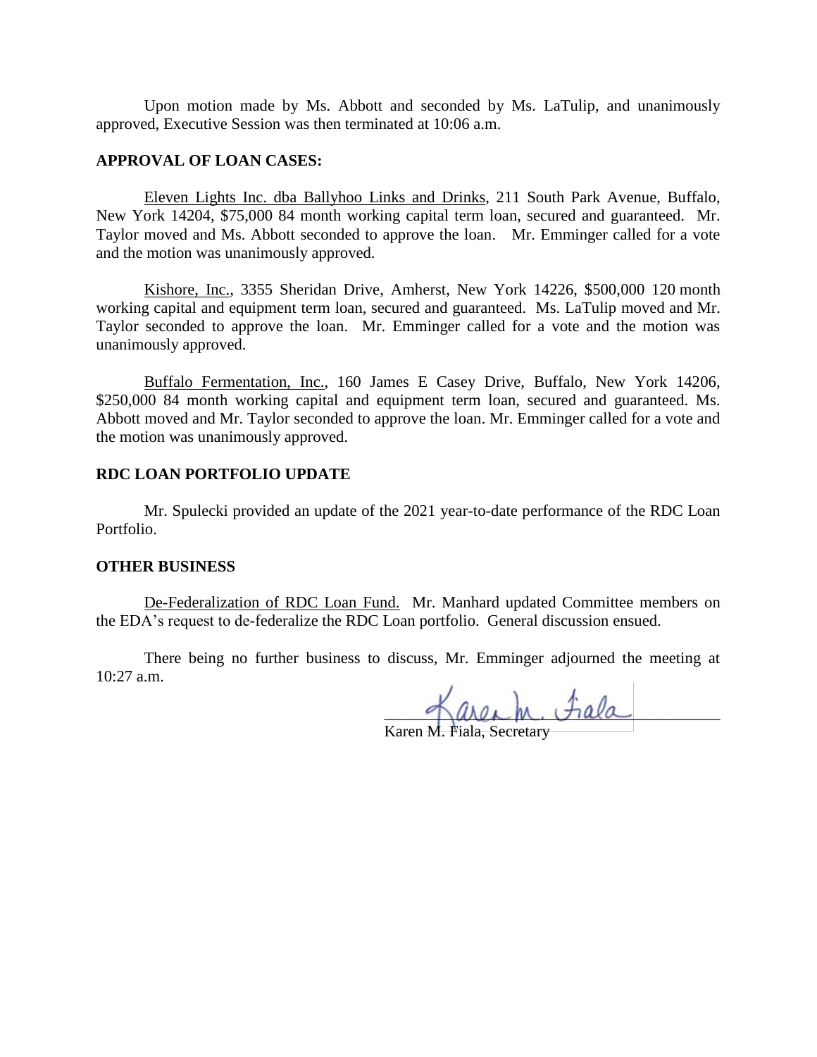Upon motion made by Ms. Abbott and seconded by Ms. LaTulip, and unanimously approved, Executive Session was then terminated at 10:06 a.m.

**APPROVAL OF LOAN CASES:**

Eleven Lights Inc. dba Ballyhoo Links and Drinks, 211 South Park Avenue, Buffalo, New York 14204, $75,000 84 month working capital term loan, secured and guaranteed. Mr. Taylor moved and Ms. Abbott seconded to approve the loan. Mr. Emminger called for a vote and the motion was unanimously approved.

Kishore, Inc., 3355 Sheridan Drive, Amherst, New York 14226, $500,000 120 month working capital and equipment term loan, secured and guaranteed. Ms. LaTulip moved and Mr. Taylor seconded to approve the loan. Mr. Emminger called for a vote and the motion was unanimously approved.

Buffalo Fermentation, Inc., 160 James E Casey Drive, Buffalo, New York 14206, $250,000 84 month working capital and equipment term loan, secured and guaranteed. Ms. Abbott moved and Mr. Taylor seconded to approve the loan. Mr. Emminger called for a vote and the motion was unanimously approved.

**RDC LOAN PORTFOLIO UPDATE**

Mr. Spulecki provided an update of the 2021 year-to-date performance of the RDC Loan Portfolio.

**OTHER BUSINESS**

De-Federalization of RDC Loan Fund. Mr. Manhard updated Committee members on the EDA's request to de-federalize the RDC Loan portfolio. General discussion ensued.

There being no further business to discuss, Mr. Emminger adjourned the meeting at 10:27 a.m.

Karen M. Fiala

Karen M. Fiala, Secretary